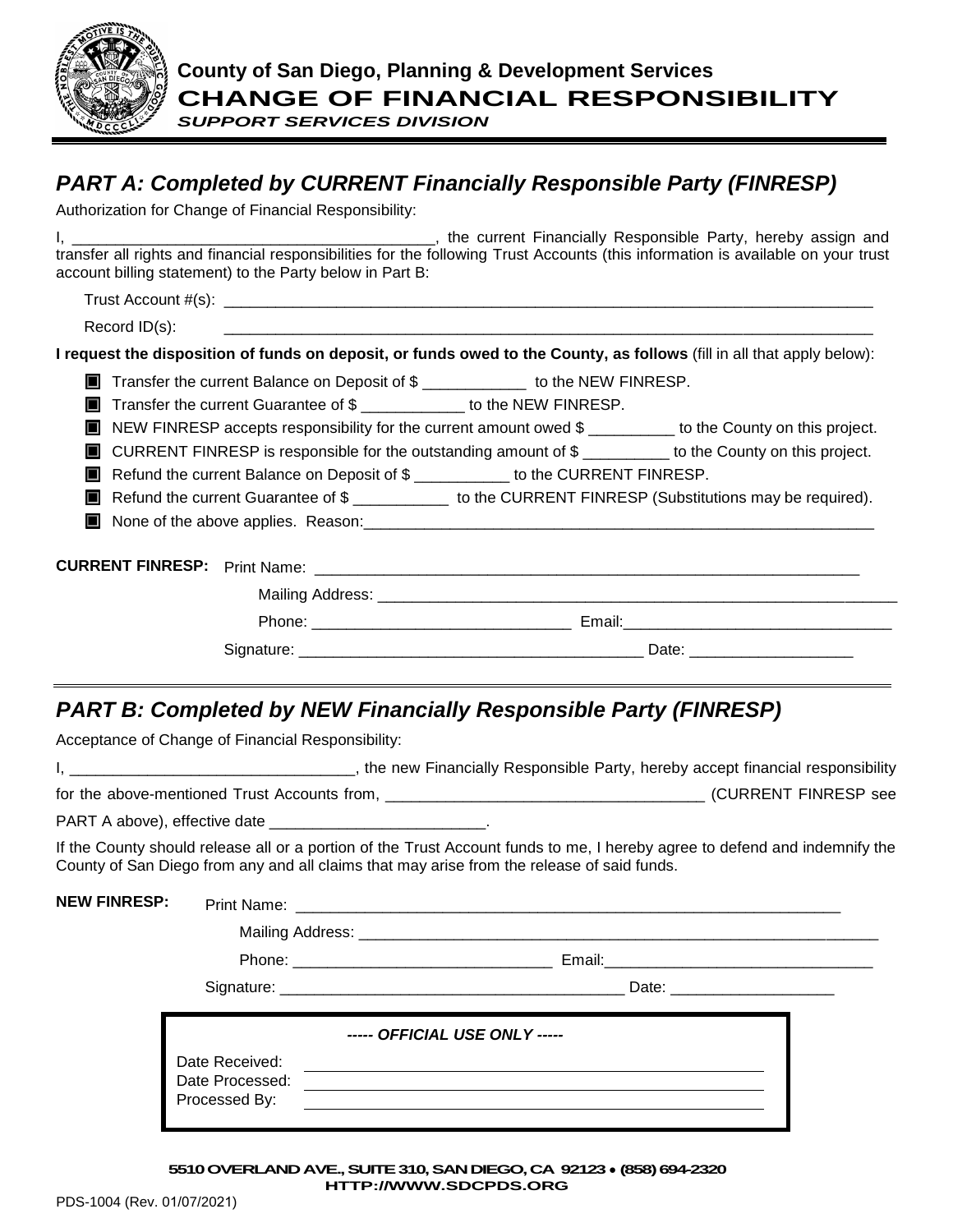**County of San Diego, Planning & Development Services**

# CHANGE OF FINANCIAL RESPONSIBILITY

***SUPPORT SERVICES DIVISION***

## *PART A: Completed by CURRENT Financially Responsible Party (FINRESP)*

Authorization for Change of Financial Responsibility:

I, ________________________________________, the current Financially Responsible Party, hereby assign and transfer all rights and financial responsibilities for the following Trust Accounts (this information is available on your trust account billing statement) to the Party below in Part B:

Trust Account #(s): ________________________________________________________________________

Record ID(s): ________________________________________________________________________

**I request the disposition of funds on deposit, or funds owed to the County, as follows** (fill in all that apply below):

- ☐ Transfer the current Balance on Deposit of $ ____________ to the NEW FINRESP.
- ☐ Transfer the current Guarantee of $ ____________ to the NEW FINRESP.
- ☐ NEW FINRESP accepts responsibility for the current amount owed $ __________ to the County on this project.
- ☐ CURRENT FINRESP is responsible for the outstanding amount of $ __________ to the County on this project.
- ☐ Refund the current Balance on Deposit of $ ___________ to the CURRENT FINRESP.
- ☐ Refund the current Guarantee of $ ___________ to the CURRENT FINRESP (Substitutions may be required).
- ☐ None of the above applies. Reason: ____________________________________________________________

**CURRENT FINRESP:** Print Name: ____________________________________________________________

Mailing Address: ____________________________________________________________

Phone: ______________________________ Email: ________________________________

Signature: ________________________________________ Date: ___________________

## *PART B: Completed by NEW Financially Responsible Party (FINRESP)*

Acceptance of Change of Financial Responsibility:

I, _________________________________, the new Financially Responsible Party, hereby accept financial responsibility for the above-mentioned Trust Accounts from, ____________________________________ (CURRENT FINRESP see PART A above), effective date _________________________.

If the County should release all or a portion of the Trust Account funds to me, I hereby agree to defend and indemnify the County of San Diego from any and all claims that may arise from the release of said funds.

**NEW FINRESP:** Print Name: ____________________________________________________________

Mailing Address: ____________________________________________________________

Phone: ______________________________ Email: ________________________________

Signature: ________________________________________ Date: ___________________

***----- OFFICIAL USE ONLY -----***

Date Received: ________________________________________

Date Processed: ________________________________________

Processed By: ________________________________________

**5510 OVERLAND AVE., SUITE 310, SAN DIEGO, CA 92123 • (858) 694-2320**
**HTTP://WWW.SDCPDS.ORG**

PDS-1004 (Rev. 01/07/2021)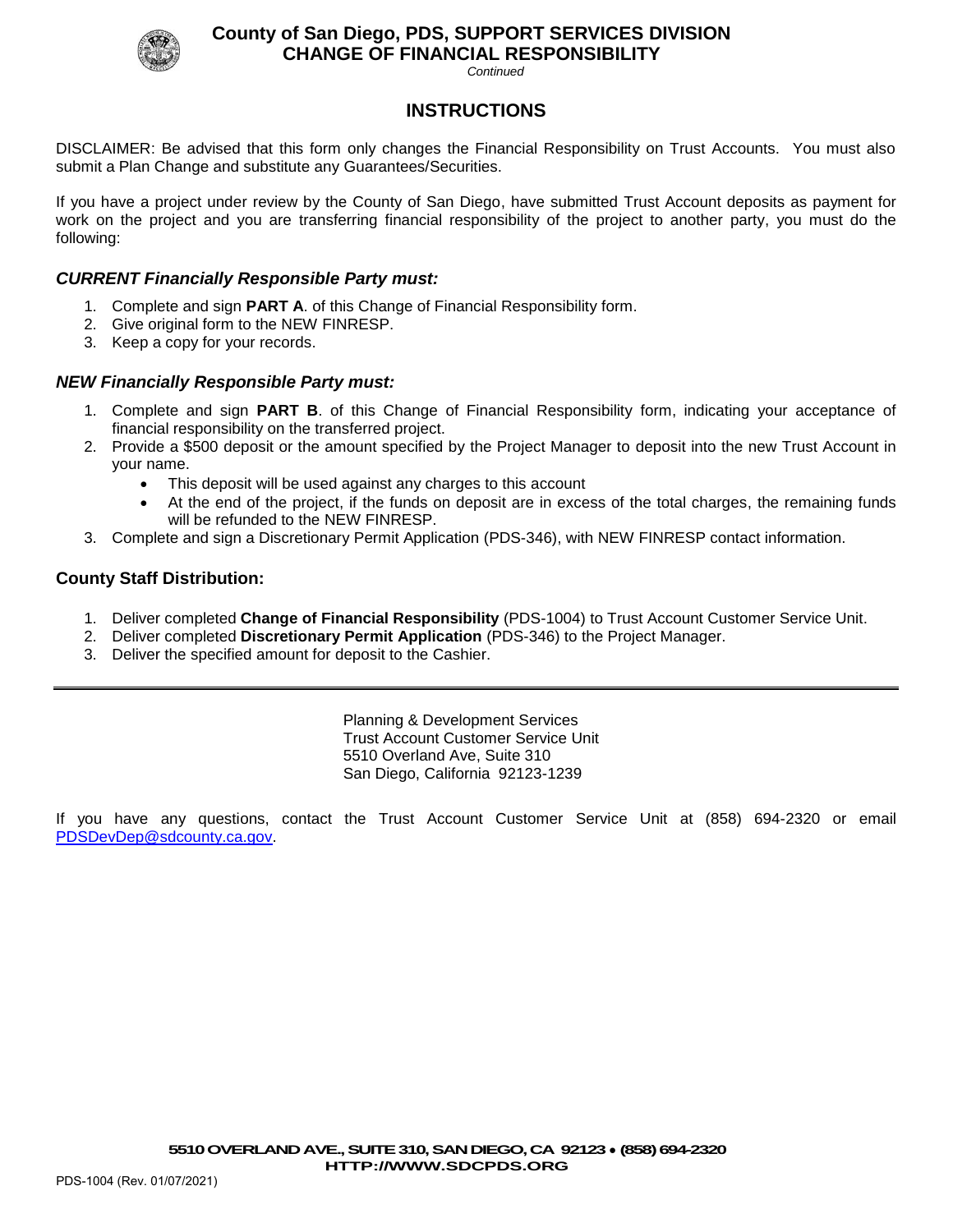# County of San Diego, PDS, SUPPORT SERVICES DIVISION
## CHANGE OF FINANCIAL RESPONSIBILITY

*Continued*

## INSTRUCTIONS

DISCLAIMER: Be advised that this form only changes the Financial Responsibility on Trust Accounts. You must also submit a Plan Change and substitute any Guarantees/Securities.

If you have a project under review by the County of San Diego, have submitted Trust Account deposits as payment for work on the project and you are transferring financial responsibility of the project to another party, you must do the following:

### *CURRENT Financially Responsible Party must:*

1. Complete and sign **PART A**. of this Change of Financial Responsibility form.
2. Give original form to the NEW FINRESP.
3. Keep a copy for your records.

### *NEW Financially Responsible Party must:*

1. Complete and sign **PART B**. of this Change of Financial Responsibility form, indicating your acceptance of financial responsibility on the transferred project.
2. Provide a $500 deposit or the amount specified by the Project Manager to deposit into the new Trust Account in your name.
   - This deposit will be used against any charges to this account
   - At the end of the project, if the funds on deposit are in excess of the total charges, the remaining funds will be refunded to the NEW FINRESP.
3. Complete and sign a Discretionary Permit Application (PDS-346), with NEW FINRESP contact information.

### County Staff Distribution:

1. Deliver completed **Change of Financial Responsibility** (PDS-1004) to Trust Account Customer Service Unit.
2. Deliver completed **Discretionary Permit Application** (PDS-346) to the Project Manager.
3. Deliver the specified amount for deposit to the Cashier.

---

Planning & Development Services
Trust Account Customer Service Unit
5510 Overland Ave, Suite 310
San Diego, California 92123-1239

If you have any questions, contact the Trust Account Customer Service Unit at (858) 694-2320 or email PDSDevDep@sdcounty.ca.gov.

**5510 OVERLAND AVE., SUITE 310, SAN DIEGO, CA 92123 • (858) 694-2320**
**HTTP://WWW.SDCPDS.ORG**

PDS-1004 (Rev. 01/07/2021)